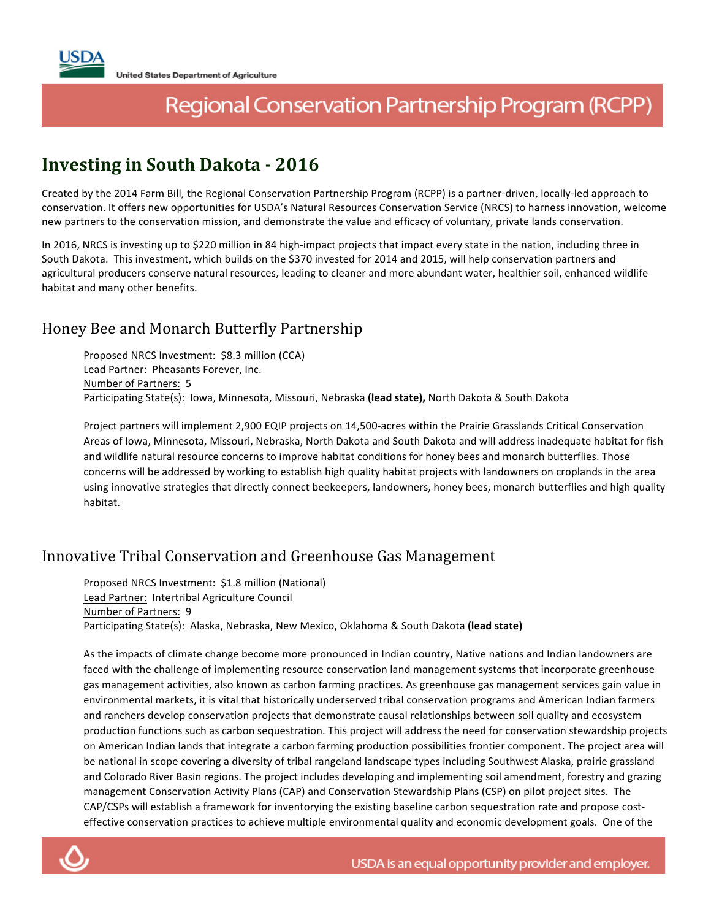United States Department of Agriculture

# Regional Conservation Partnership Program (RCPP)

## Investing in South Dakota - 2016

Created by the 2014 Farm Bill, the Regional Conservation Partnership Program (RCPP) is a partner-driven, locally-led approach to conservation. It offers new opportunities for USDA's Natural Resources Conservation Service (NRCS) to harness innovation, welcome new partners to the conservation mission, and demonstrate the value and efficacy of voluntary, private lands conservation.

In 2016, NRCS is investing up to $220 million in 84 high-impact projects that impact every state in the nation, including three in South Dakota. This investment, which builds on the $370 invested for 2014 and 2015, will help conservation partners and agricultural producers conserve natural resources, leading to cleaner and more abundant water, healthier soil, enhanced wildlife habitat and many other benefits.

### Honey Bee and Monarch Butterfly Partnership

Proposed NRCS Investment: $8.3 million (CCA)
Lead Partner: Pheasants Forever, Inc.
Number of Partners: 5
Participating State(s): Iowa, Minnesota, Missouri, Nebraska **(lead state),** North Dakota & South Dakota

Project partners will implement 2,900 EQIP projects on 14,500-acres within the Prairie Grasslands Critical Conservation Areas of Iowa, Minnesota, Missouri, Nebraska, North Dakota and South Dakota and will address inadequate habitat for fish and wildlife natural resource concerns to improve habitat conditions for honey bees and monarch butterflies. Those concerns will be addressed by working to establish high quality habitat projects with landowners on croplands in the area using innovative strategies that directly connect beekeepers, landowners, honey bees, monarch butterflies and high quality habitat.

### Innovative Tribal Conservation and Greenhouse Gas Management

Proposed NRCS Investment: $1.8 million (National)
Lead Partner: Intertribal Agriculture Council
Number of Partners: 9
Participating State(s): Alaska, Nebraska, New Mexico, Oklahoma & South Dakota **(lead state)**

As the impacts of climate change become more pronounced in Indian country, Native nations and Indian landowners are faced with the challenge of implementing resource conservation land management systems that incorporate greenhouse gas management activities, also known as carbon farming practices. As greenhouse gas management services gain value in environmental markets, it is vital that historically underserved tribal conservation programs and American Indian farmers and ranchers develop conservation projects that demonstrate causal relationships between soil quality and ecosystem production functions such as carbon sequestration. This project will address the need for conservation stewardship projects on American Indian lands that integrate a carbon farming production possibilities frontier component. The project area will be national in scope covering a diversity of tribal rangeland landscape types including Southwest Alaska, prairie grassland and Colorado River Basin regions. The project includes developing and implementing soil amendment, forestry and grazing management Conservation Activity Plans (CAP) and Conservation Stewardship Plans (CSP) on pilot project sites. The CAP/CSPs will establish a framework for inventorying the existing baseline carbon sequestration rate and propose cost-effective conservation practices to achieve multiple environmental quality and economic development goals. One of the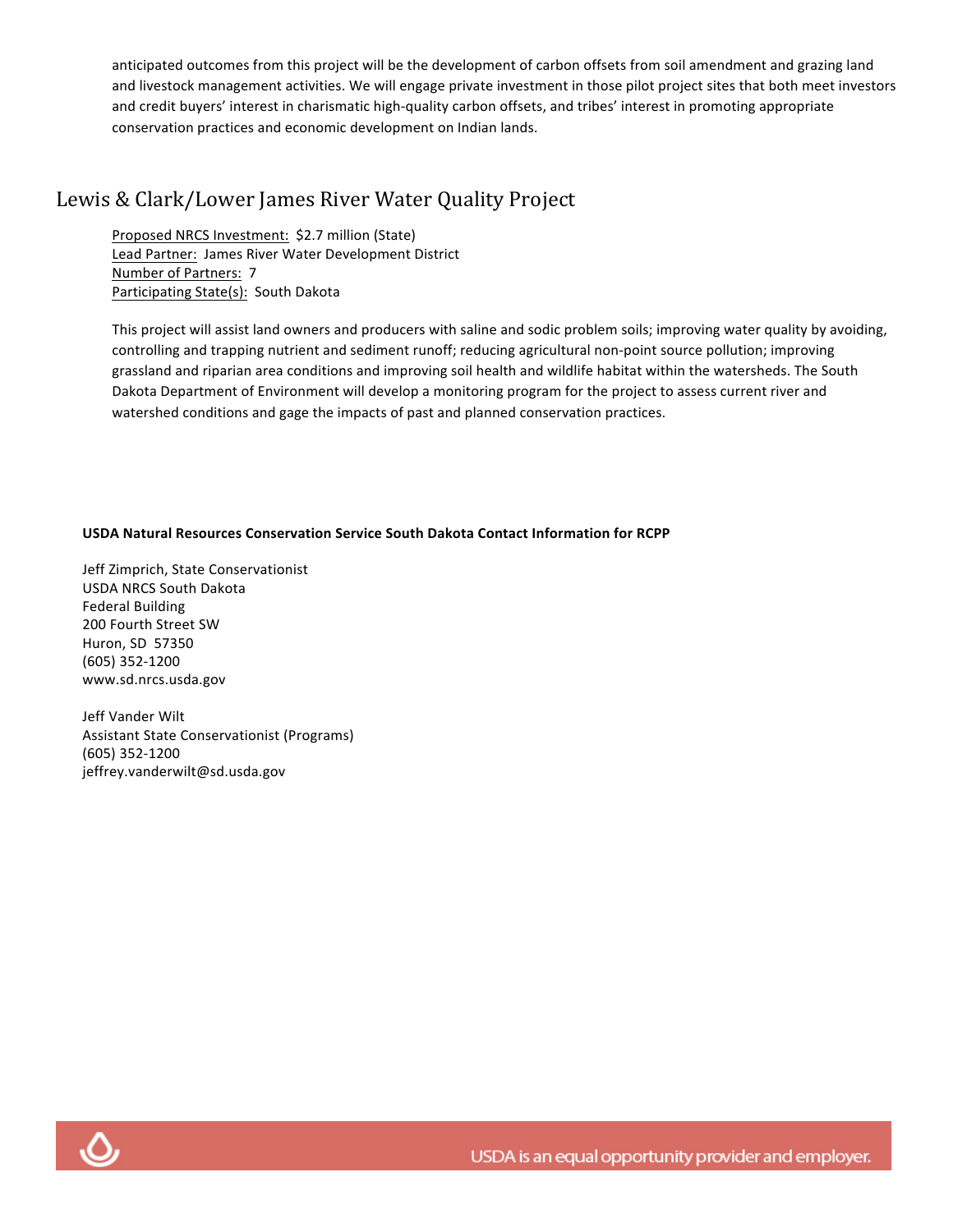anticipated outcomes from this project will be the development of carbon offsets from soil amendment and grazing land and livestock management activities. We will engage private investment in those pilot project sites that both meet investors and credit buyers' interest in charismatic high-quality carbon offsets, and tribes' interest in promoting appropriate conservation practices and economic development on Indian lands.

## Lewis & Clark/Lower James River Water Quality Project

Proposed NRCS Investment: $2.7 million (State)
Lead Partner: James River Water Development District
Number of Partners: 7
Participating State(s): South Dakota

This project will assist land owners and producers with saline and sodic problem soils; improving water quality by avoiding, controlling and trapping nutrient and sediment runoff; reducing agricultural non-point source pollution; improving grassland and riparian area conditions and improving soil health and wildlife habitat within the watersheds. The South Dakota Department of Environment will develop a monitoring program for the project to assess current river and watershed conditions and gage the impacts of past and planned conservation practices.

**USDA Natural Resources Conservation Service South Dakota Contact Information for RCPP**

Jeff Zimprich, State Conservationist
USDA NRCS South Dakota
Federal Building
200 Fourth Street SW
Huron, SD 57350
(605) 352-1200
www.sd.nrcs.usda.gov

Jeff Vander Wilt
Assistant State Conservationist (Programs)
(605) 352-1200
jeffrey.vanderwilt@sd.usda.gov

USDA is an equal opportunity provider and employer.